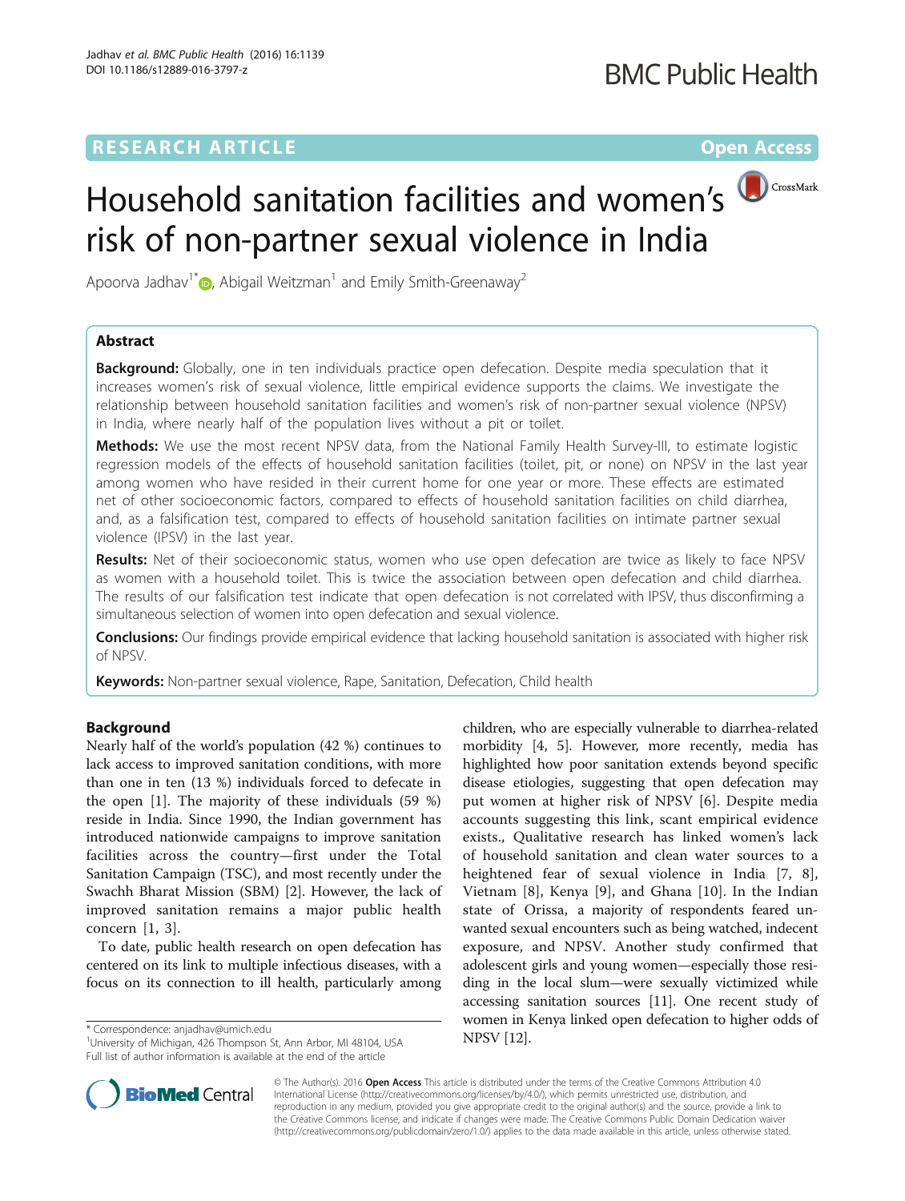RESEARCH ARTICLE

Open Access

# Household sanitation facilities and women's risk of non-partner sexual violence in India

Apoorva Jadhav[1*], Abigail Weitzman[1] and Emily Smith-Greenaway[2]

## Abstract

**Background:** Globally, one in ten individuals practice open defecation. Despite media speculation that it increases women's risk of sexual violence, little empirical evidence supports the claims. We investigate the relationship between household sanitation facilities and women's risk of non-partner sexual violence (NPSV) in India, where nearly half of the population lives without a pit or toilet.

**Methods:** We use the most recent NPSV data, from the National Family Health Survey-III, to estimate logistic regression models of the effects of household sanitation facilities (toilet, pit, or none) on NPSV in the last year among women who have resided in their current home for one year or more. These effects are estimated net of other socioeconomic factors, compared to effects of household sanitation facilities on child diarrhea, and, as a falsification test, compared to effects of household sanitation facilities on intimate partner sexual violence (IPSV) in the last year.

**Results:** Net of their socioeconomic status, women who use open defecation are twice as likely to face NPSV as women with a household toilet. This is twice the association between open defecation and child diarrhea. The results of our falsification test indicate that open defecation is not correlated with IPSV, thus disconfirming a simultaneous selection of women into open defecation and sexual violence.

**Conclusions:** Our findings provide empirical evidence that lacking household sanitation is associated with higher risk of NPSV.

**Keywords:** Non-partner sexual violence, Rape, Sanitation, Defecation, Child health

## Background

Nearly half of the world's population (42 %) continues to lack access to improved sanitation conditions, with more than one in ten (13 %) individuals forced to defecate in the open [1]. The majority of these individuals (59 %) reside in India. Since 1990, the Indian government has introduced nationwide campaigns to improve sanitation facilities across the country—first under the Total Sanitation Campaign (TSC), and most recently under the Swachh Bharat Mission (SBM) [2]. However, the lack of improved sanitation remains a major public health concern [1, 3].

To date, public health research on open defecation has centered on its link to multiple infectious diseases, with a focus on its connection to ill health, particularly among children, who are especially vulnerable to diarrhea-related morbidity [4, 5]. However, more recently, media has highlighted how poor sanitation extends beyond specific disease etiologies, suggesting that open defecation may put women at higher risk of NPSV [6]. Despite media accounts suggesting this link, scant empirical evidence exists., Qualitative research has linked women's lack of household sanitation and clean water sources to a heightened fear of sexual violence in India [7, 8], Vietnam [8], Kenya [9], and Ghana [10]. In the Indian state of Orissa, a majority of respondents feared unwanted sexual encounters such as being watched, indecent exposure, and NPSV. Another study confirmed that adolescent girls and young women—especially those residing in the local slum—were sexually victimized while accessing sanitation sources [11]. One recent study of women in Kenya linked open defecation to higher odds of NPSV [12].

\* Correspondence: anjadhav@umich.edu
[1]University of Michigan, 426 Thompson St, Ann Arbor, MI 48104, USA
Full list of author information is available at the end of the article

© The Author(s). 2016 **Open Access** This article is distributed under the terms of the Creative Commons Attribution 4.0 International License (http://creativecommons.org/licenses/by/4.0/), which permits unrestricted use, distribution, and reproduction in any medium, provided you give appropriate credit to the original author(s) and the source, provide a link to the Creative Commons license, and indicate if changes were made. The Creative Commons Public Domain Dedication waiver (http://creativecommons.org/publicdomain/zero/1.0/) applies to the data made available in this article, unless otherwise stated.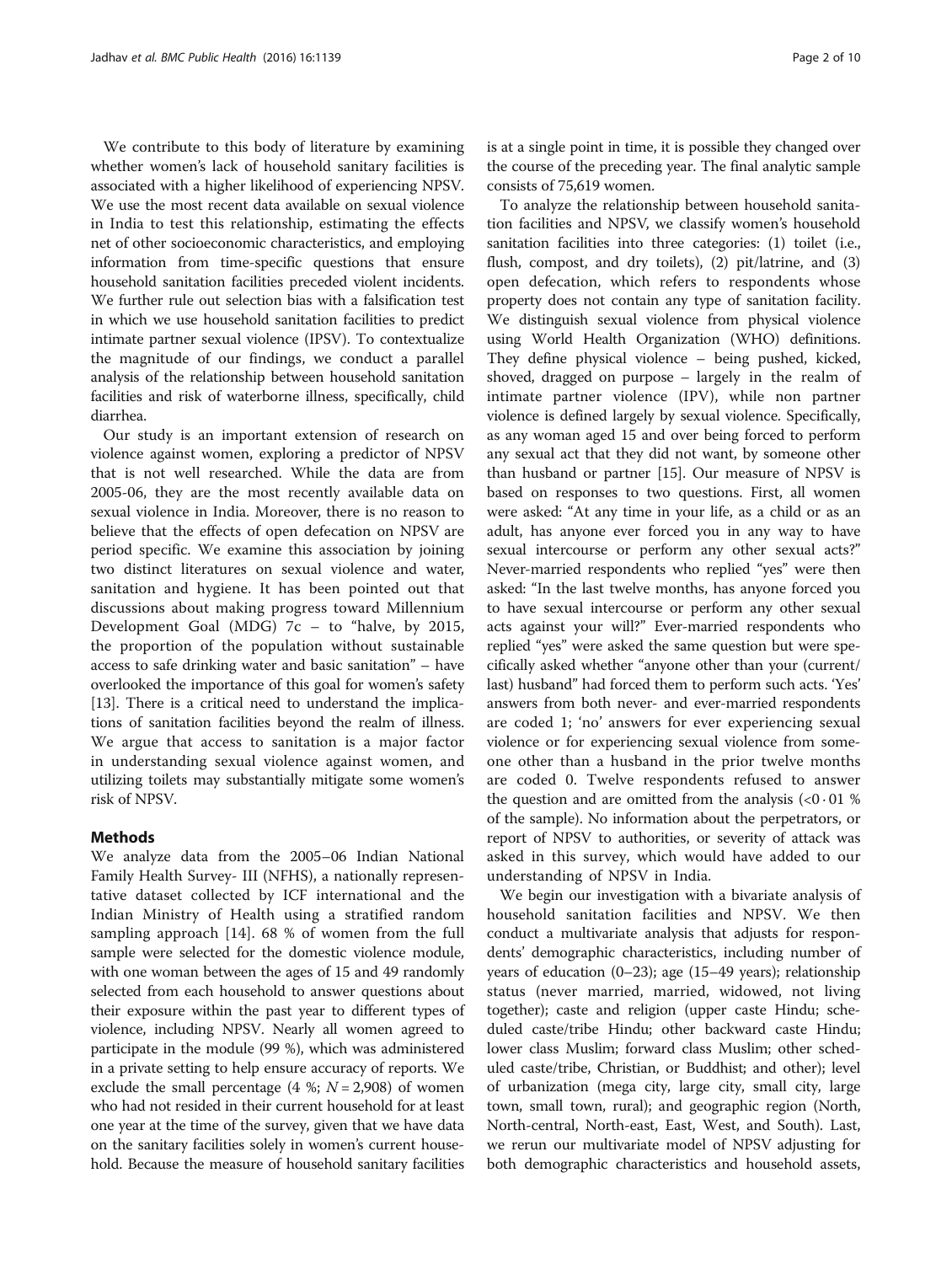We contribute to this body of literature by examining whether women's lack of household sanitary facilities is associated with a higher likelihood of experiencing NPSV. We use the most recent data available on sexual violence in India to test this relationship, estimating the effects net of other socioeconomic characteristics, and employing information from time-specific questions that ensure household sanitation facilities preceded violent incidents. We further rule out selection bias with a falsification test in which we use household sanitation facilities to predict intimate partner sexual violence (IPSV). To contextualize the magnitude of our findings, we conduct a parallel analysis of the relationship between household sanitation facilities and risk of waterborne illness, specifically, child diarrhea.

Our study is an important extension of research on violence against women, exploring a predictor of NPSV that is not well researched. While the data are from 2005-06, they are the most recently available data on sexual violence in India. Moreover, there is no reason to believe that the effects of open defecation on NPSV are period specific. We examine this association by joining two distinct literatures on sexual violence and water, sanitation and hygiene. It has been pointed out that discussions about making progress toward Millennium Development Goal (MDG) 7c – to "halve, by 2015, the proportion of the population without sustainable access to safe drinking water and basic sanitation" – have overlooked the importance of this goal for women's safety [13]. There is a critical need to understand the implications of sanitation facilities beyond the realm of illness. We argue that access to sanitation is a major factor in understanding sexual violence against women, and utilizing toilets may substantially mitigate some women's risk of NPSV.

## Methods

We analyze data from the 2005–06 Indian National Family Health Survey- III (NFHS), a nationally representative dataset collected by ICF international and the Indian Ministry of Health using a stratified random sampling approach [14]. 68 % of women from the full sample were selected for the domestic violence module, with one woman between the ages of 15 and 49 randomly selected from each household to answer questions about their exposure within the past year to different types of violence, including NPSV. Nearly all women agreed to participate in the module (99 %), which was administered in a private setting to help ensure accuracy of reports. We exclude the small percentage (4 %; $N = 2{,}908$) of women who had not resided in their current household for at least one year at the time of the survey, given that we have data on the sanitary facilities solely in women's current household. Because the measure of household sanitary facilities is at a single point in time, it is possible they changed over the course of the preceding year. The final analytic sample consists of 75,619 women.

To analyze the relationship between household sanitation facilities and NPSV, we classify women's household sanitation facilities into three categories: (1) toilet (i.e., flush, compost, and dry toilets), (2) pit/latrine, and (3) open defecation, which refers to respondents whose property does not contain any type of sanitation facility. We distinguish sexual violence from physical violence using World Health Organization (WHO) definitions. They define physical violence – being pushed, kicked, shoved, dragged on purpose – largely in the realm of intimate partner violence (IPV), while non partner violence is defined largely by sexual violence. Specifically, as any woman aged 15 and over being forced to perform any sexual act that they did not want, by someone other than husband or partner [15]. Our measure of NPSV is based on responses to two questions. First, all women were asked: "At any time in your life, as a child or as an adult, has anyone ever forced you in any way to have sexual intercourse or perform any other sexual acts?" Never-married respondents who replied "yes" were then asked: "In the last twelve months, has anyone forced you to have sexual intercourse or perform any other sexual acts against your will?" Ever-married respondents who replied "yes" were asked the same question but were specifically asked whether "anyone other than your (current/last) husband" had forced them to perform such acts. 'Yes' answers from both never- and ever-married respondents are coded 1; 'no' answers for ever experiencing sexual violence or for experiencing sexual violence from someone other than a husband in the prior twelve months are coded 0. Twelve respondents refused to answer the question and are omitted from the analysis (<0·01 % of the sample). No information about the perpetrators, or report of NPSV to authorities, or severity of attack was asked in this survey, which would have added to our understanding of NPSV in India.

We begin our investigation with a bivariate analysis of household sanitation facilities and NPSV. We then conduct a multivariate analysis that adjusts for respondents' demographic characteristics, including number of years of education (0–23); age (15–49 years); relationship status (never married, married, widowed, not living together); caste and religion (upper caste Hindu; scheduled caste/tribe Hindu; other backward caste Hindu; lower class Muslim; forward class Muslim; other scheduled caste/tribe, Christian, or Buddhist; and other); level of urbanization (mega city, large city, small city, large town, small town, rural); and geographic region (North, North-central, North-east, East, West, and South). Last, we rerun our multivariate model of NPSV adjusting for both demographic characteristics and household assets,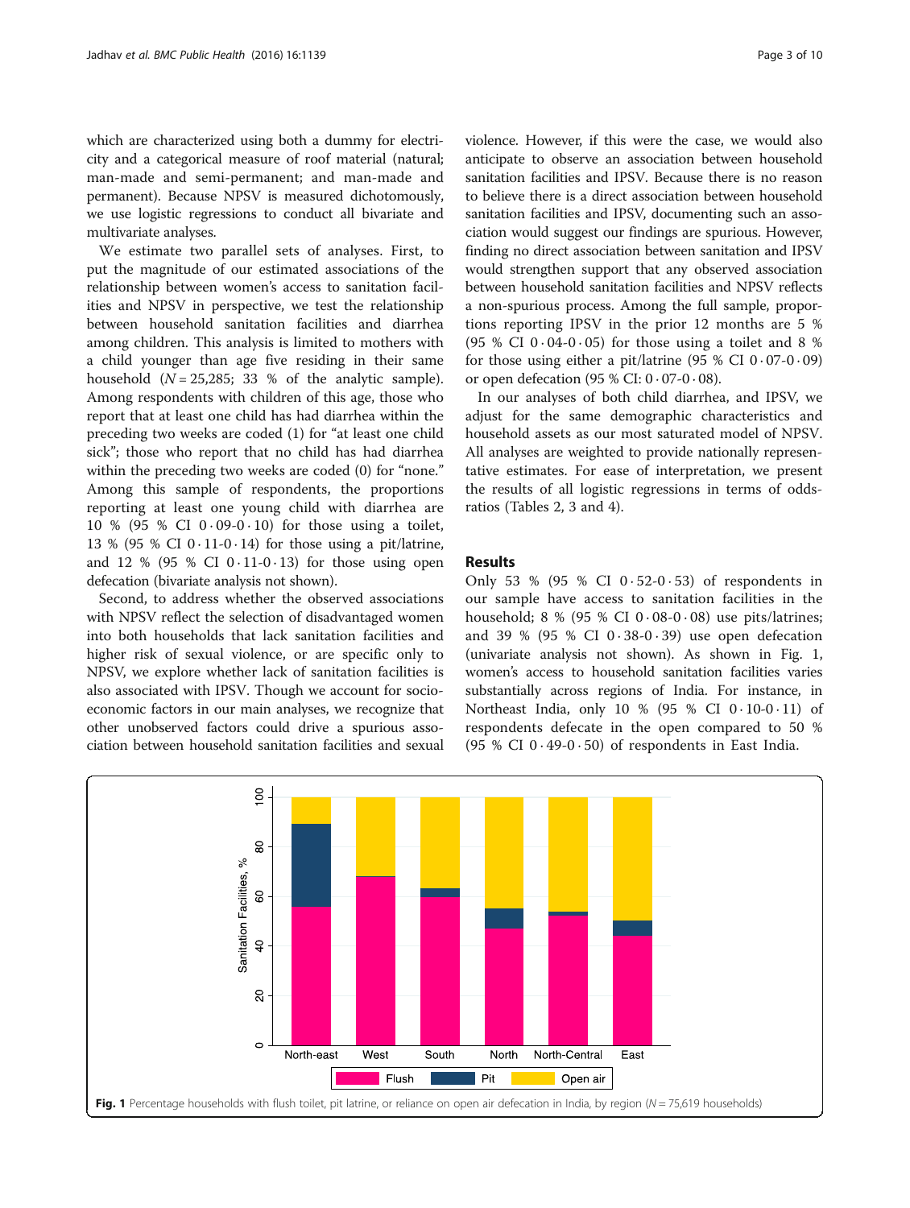which are characterized using both a dummy for electricity and a categorical measure of roof material (natural; man-made and semi-permanent; and man-made and permanent). Because NPSV is measured dichotomously, we use logistic regressions to conduct all bivariate and multivariate analyses.

We estimate two parallel sets of analyses. First, to put the magnitude of our estimated associations of the relationship between women's access to sanitation facilities and NPSV in perspective, we test the relationship between household sanitation facilities and diarrhea among children. This analysis is limited to mothers with a child younger than age five residing in their same household ($N = 25{,}285$; 33 % of the analytic sample). Among respondents with children of this age, those who report that at least one child has had diarrhea within the preceding two weeks are coded (1) for "at least one child sick"; those who report that no child has had diarrhea within the preceding two weeks are coded (0) for "none." Among this sample of respondents, the proportions reporting at least one young child with diarrhea are 10 % (95 % CI 0 · 09-0 · 10) for those using a toilet, 13 % (95 % CI 0 · 11-0 · 14) for those using a pit/latrine, and 12 % (95 % CI 0 · 11-0 · 13) for those using open defecation (bivariate analysis not shown).

Second, to address whether the observed associations with NPSV reflect the selection of disadvantaged women into both households that lack sanitation facilities and higher risk of sexual violence, or are specific only to NPSV, we explore whether lack of sanitation facilities is also associated with IPSV. Though we account for socioeconomic factors in our main analyses, we recognize that other unobserved factors could drive a spurious association between household sanitation facilities and sexual violence. However, if this were the case, we would also anticipate to observe an association between household sanitation facilities and IPSV. Because there is no reason to believe there is a direct association between household sanitation facilities and IPSV, documenting such an association would suggest our findings are spurious. However, finding no direct association between sanitation and IPSV would strengthen support that any observed association between household sanitation facilities and NPSV reflects a non-spurious process. Among the full sample, proportions reporting IPSV in the prior 12 months are 5 % (95 % CI 0 · 04-0 · 05) for those using a toilet and 8 % for those using either a pit/latrine (95 % CI 0 · 07-0 · 09) or open defecation (95 % CI: 0 · 07-0 · 08).

In our analyses of both child diarrhea, and IPSV, we adjust for the same demographic characteristics and household assets as our most saturated model of NPSV. All analyses are weighted to provide nationally representative estimates. For ease of interpretation, we present the results of all logistic regressions in terms of odds-ratios (Tables 2, 3 and 4).

## Results

Only 53 % (95 % CI 0 · 52-0 · 53) of respondents in our sample have access to sanitation facilities in the household; 8 % (95 % CI 0 · 08-0 · 08) use pits/latrines; and 39 % (95 % CI 0 · 38-0 · 39) use open defecation (univariate analysis not shown). As shown in Fig. 1, women's access to household sanitation facilities varies substantially across regions of India. For instance, in Northeast India, only 10 % (95 % CI 0 · 10-0 · 11) of respondents defecate in the open compared to 50 % (95 % CI 0 · 49-0 · 50) of respondents in East India.

**Fig. 1** Percentage households with flush toilet, pit latrine, or reliance on open air defecation in India, by region ($N = 75{,}619$ households)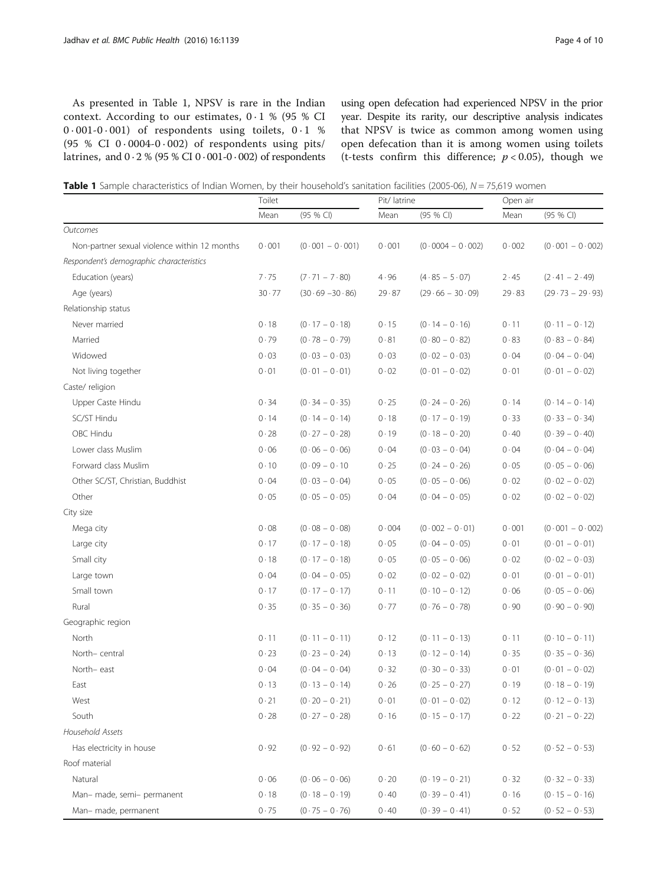As presented in Table 1, NPSV is rare in the Indian context. According to our estimates, 0·1 % (95 % CI 0·001-0·001) of respondents using toilets, 0·1 % (95 % CI 0·0004-0·002) of respondents using pits/ latrines, and 0·2 % (95 % CI 0·001-0·002) of respondents using open defecation had experienced NPSV in the prior year. Despite its rarity, our descriptive analysis indicates that NPSV is twice as common among women using open defecation than it is among women using toilets (t-tests confirm this difference; $p < 0.05$), though we

**Table 1** Sample characteristics of Indian Women, by their household's sanitation facilities (2005-06), *N* = 75,619 women

| | Toilet | | Pit/ latrine | | Open air | |
|---|---|---|---|---|---|---|
| | Mean | (95 % CI) | Mean | (95 % CI) | Mean | (95 % CI) |
| *Outcomes* | | | | | | |
| Non-partner sexual violence within 12 months | 0·001 | (0·001 – 0·001) | 0·001 | (0·0004 – 0·002) | 0·002 | (0·001 – 0·002) |
| *Respondent's demographic characteristics* | | | | | | |
| Education (years) | 7·75 | (7·71 – 7·80) | 4·96 | (4·85 – 5·07) | 2·45 | (2·41 – 2·49) |
| Age (years) | 30·77 | (30·69 –30·86) | 29·87 | (29·66 – 30·09) | 29·83 | (29·73 – 29·93) |
| Relationship status | | | | | | |
| Never married | 0·18 | (0·17 – 0·18) | 0·15 | (0·14 – 0·16) | 0·11 | (0·11 – 0·12) |
| Married | 0·79 | (0·78 – 0·79) | 0·81 | (0·80 – 0·82) | 0·83 | (0·83 – 0·84) |
| Widowed | 0·03 | (0·03 – 0·03) | 0·03 | (0·02 – 0·03) | 0·04 | (0·04 – 0·04) |
| Not living together | 0·01 | (0·01 – 0·01) | 0·02 | (0·01 – 0·02) | 0·01 | (0·01 – 0·02) |
| Caste/ religion | | | | | | |
| Upper Caste Hindu | 0·34 | (0·34 – 0·35) | 0·25 | (0·24 – 0·26) | 0·14 | (0·14 – 0·14) |
| SC/ST Hindu | 0·14 | (0·14 – 0·14) | 0·18 | (0·17 – 0·19) | 0·33 | (0·33 – 0·34) |
| OBC Hindu | 0·28 | (0·27 – 0·28) | 0·19 | (0·18 – 0·20) | 0·40 | (0·39 – 0·40) |
| Lower class Muslim | 0·06 | (0·06 – 0·06) | 0·04 | (0·03 – 0·04) | 0·04 | (0·04 – 0·04) |
| Forward class Muslim | 0·10 | (0·09 – 0·10 | 0·25 | (0·24 – 0·26) | 0·05 | (0·05 – 0·06) |
| Other SC/ST, Christian, Buddhist | 0·04 | (0·03 – 0·04) | 0·05 | (0·05 – 0·06) | 0·02 | (0·02 – 0·02) |
| Other | 0·05 | (0·05 – 0·05) | 0·04 | (0·04 – 0·05) | 0·02 | (0·02 – 0·02) |
| City size | | | | | | |
| Mega city | 0·08 | (0·08 – 0·08) | 0·004 | (0·002 – 0·01) | 0·001 | (0·001 – 0·002) |
| Large city | 0·17 | (0·17 – 0·18) | 0·05 | (0·04 – 0·05) | 0·01 | (0·01 – 0·01) |
| Small city | 0·18 | (0·17 – 0·18) | 0·05 | (0·05 – 0·06) | 0·02 | (0·02 – 0·03) |
| Large town | 0·04 | (0·04 – 0·05) | 0·02 | (0·02 – 0·02) | 0·01 | (0·01 – 0·01) |
| Small town | 0·17 | (0·17 – 0·17) | 0·11 | (0·10 – 0·12) | 0·06 | (0·05 – 0·06) |
| Rural | 0·35 | (0·35 – 0·36) | 0·77 | (0·76 – 0·78) | 0·90 | (0·90 – 0·90) |
| Geographic region | | | | | | |
| North | 0·11 | (0·11 – 0·11) | 0·12 | (0·11 – 0·13) | 0·11 | (0·10 – 0·11) |
| North– central | 0·23 | (0·23 – 0·24) | 0·13 | (0·12 – 0·14) | 0·35 | (0·35 – 0·36) |
| North– east | 0·04 | (0·04 – 0·04) | 0·32 | (0·30 – 0·33) | 0·01 | (0·01 – 0·02) |
| East | 0·13 | (0·13 – 0·14) | 0·26 | (0·25 – 0·27) | 0·19 | (0·18 – 0·19) |
| West | 0·21 | (0·20 – 0·21) | 0·01 | (0·01 – 0·02) | 0·12 | (0·12 – 0·13) |
| South | 0·28 | (0·27 – 0·28) | 0·16 | (0·15 – 0·17) | 0·22 | (0·21 – 0·22) |
| *Household Assets* | | | | | | |
| Has electricity in house | 0·92 | (0·92 – 0·92) | 0·61 | (0·60 – 0·62) | 0·52 | (0·52 – 0·53) |
| Roof material | | | | | | |
| Natural | 0·06 | (0·06 – 0·06) | 0·20 | (0·19 – 0·21) | 0·32 | (0·32 – 0·33) |
| Man– made, semi– permanent | 0·18 | (0·18 – 0·19) | 0·40 | (0·39 – 0·41) | 0·16 | (0·15 – 0·16) |
| Man– made, permanent | 0·75 | (0·75 – 0·76) | 0·40 | (0·39 – 0·41) | 0·52 | (0·52 – 0·53) |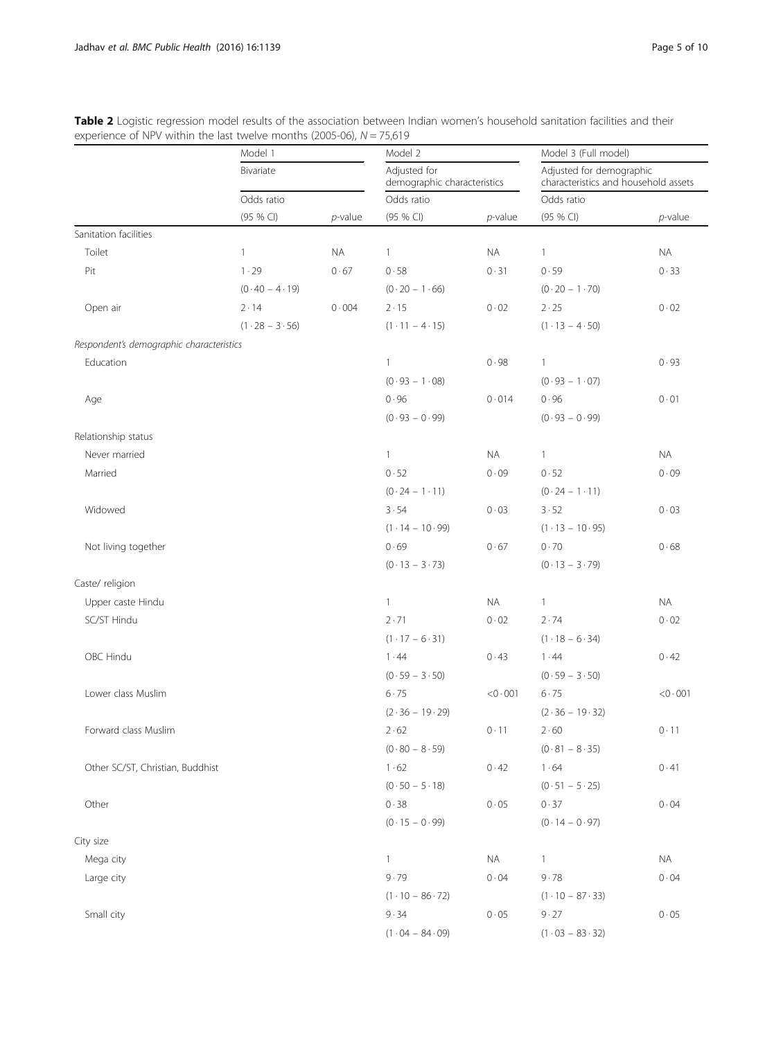**Table 2** Logistic regression model results of the association between Indian women's household sanitation facilities and their experience of NPV within the last twelve months (2005-06), $N = 75,619$

| | Model 1 | | Model 2 | | Model 3 (Full model) | |
|---|---|---|---|---|---|---|
| | Bivariate | | Adjusted for demographic characteristics | | Adjusted for demographic characteristics and household assets | |
| | Odds ratio | | Odds ratio | | Odds ratio | |
| | (95 % CI) | *p*-value | (95 % CI) | *p*-value | (95 % CI) | *p*-value |
| Sanitation facilities | | | | | | |
| Toilet | 1 | NA | 1 | NA | 1 | NA |
| Pit | 1·29 (0·40 – 4·19) | 0·67 | 0·58 (0·20 – 1·66) | 0·31 | 0·59 (0·20 – 1·70) | 0·33 |
| Open air | 2·14 (1·28 – 3·56) | 0·004 | 2·15 (1·11 – 4·15) | 0·02 | 2·25 (1·13 – 4·50) | 0·02 |
| *Respondent's demographic characteristics* | | | | | | |
| Education | | | 1 (0·93 – 1·08) | 0·98 | 1 (0·93 – 1·07) | 0·93 |
| Age | | | 0·96 (0·93 – 0·99) | 0·014 | 0·96 (0·93 – 0·99) | 0·01 |
| Relationship status | | | | | | |
| Never married | | | 1 | NA | 1 | NA |
| Married | | | 0·52 (0·24 – 1·11) | 0·09 | 0·52 (0·24 – 1·11) | 0·09 |
| Widowed | | | 3·54 (1·14 – 10·99) | 0·03 | 3·52 (1·13 – 10·95) | 0·03 |
| Not living together | | | 0·69 (0·13 – 3·73) | 0·67 | 0·70 (0·13 – 3·79) | 0·68 |
| Caste/ religion | | | | | | |
| Upper caste Hindu | | | 1 | NA | 1 | NA |
| SC/ST Hindu | | | 2·71 (1·17 – 6·31) | 0·02 | 2·74 (1·18 – 6·34) | 0·02 |
| OBC Hindu | | | 1·44 (0·59 – 3·50) | 0·43 | 1·44 (0·59 – 3·50) | 0·42 |
| Lower class Muslim | | | 6·75 (2·36 – 19·29) | <0·001 | 6·75 (2·36 – 19·32) | <0·001 |
| Forward class Muslim | | | 2·62 (0·80 – 8·59) | 0·11 | 2·60 (0·81 – 8·35) | 0·11 |
| Other SC/ST, Christian, Buddhist | | | 1·62 (0·50 – 5·18) | 0·42 | 1·64 (0·51 – 5·25) | 0·41 |
| Other | | | 0·38 (0·15 – 0·99) | 0·05 | 0·37 (0·14 – 0·97) | 0·04 |
| City size | | | | | | |
| Mega city | | | 1 | NA | 1 | NA |
| Large city | | | 9·79 (1·10 – 86·72) | 0·04 | 9·78 (1·10 – 87·33) | 0·04 |
| Small city | | | 9·34 (1·04 – 84·09) | 0·05 | 9·27 (1·03 – 83·32) | 0·05 |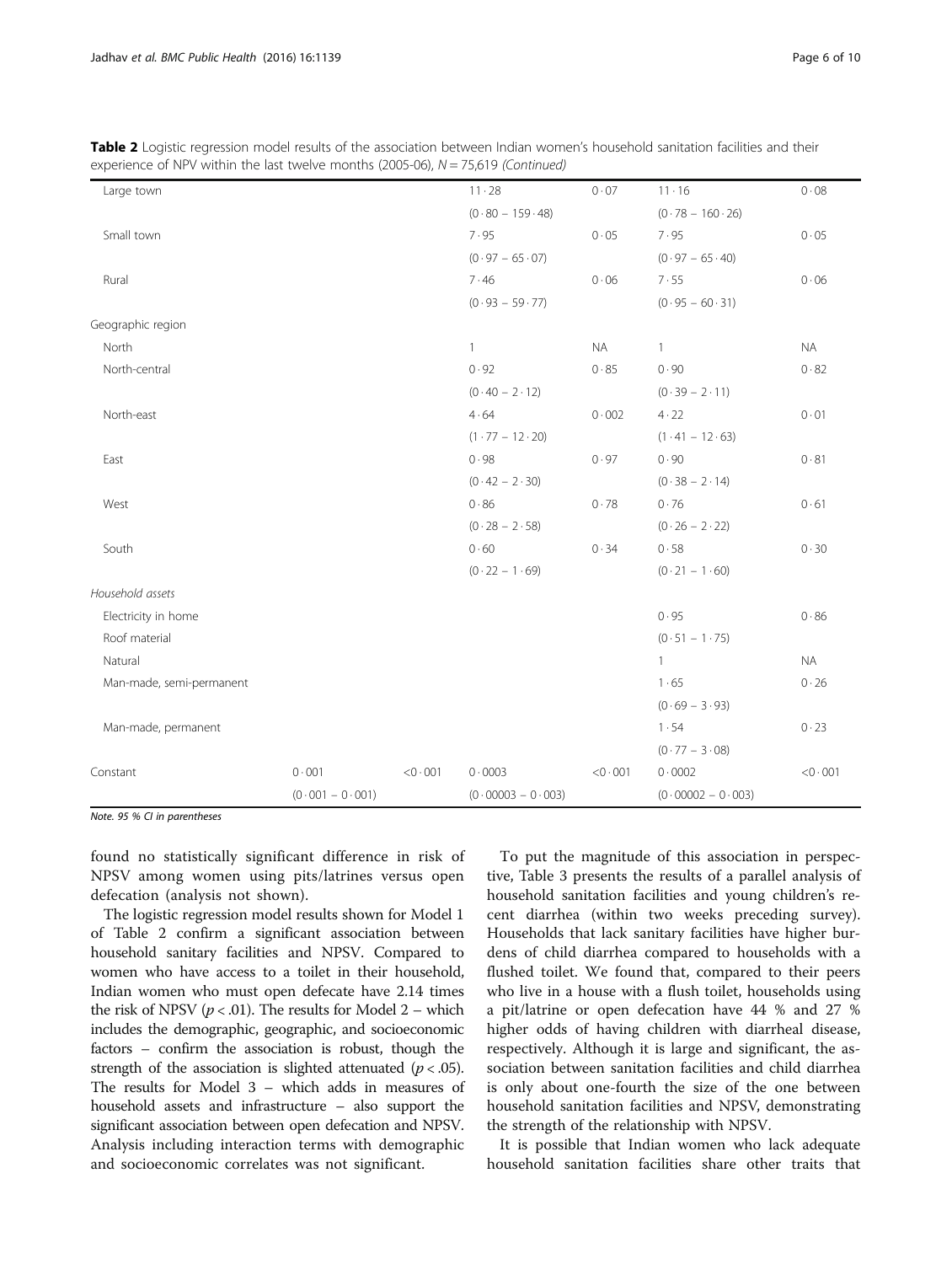**Table 2** Logistic regression model results of the association between Indian women's household sanitation facilities and their experience of NPV within the last twelve months (2005-06), $N = 75{,}619$ *(Continued)*

| | | | | | | |
|---|---|---|---|---|---|---|
| Large town | | | 11·28 | 0·07 | 11·16 | 0·08 |
| | | | (0·80 – 159·48) | | (0·78 – 160·26) | |
| Small town | | | 7·95 | 0·05 | 7·95 | 0·05 |
| | | | (0·97 – 65·07) | | (0·97 – 65·40) | |
| Rural | | | 7·46 | 0·06 | 7·55 | 0·06 |
| | | | (0·93 – 59·77) | | (0·95 – 60·31) | |
| Geographic region | | | | | | |
| North | | | 1 | NA | 1 | NA |
| North-central | | | 0·92 | 0·85 | 0·90 | 0·82 |
| | | | (0·40 – 2·12) | | (0·39 – 2·11) | |
| North-east | | | 4·64 | 0·002 | 4·22 | 0·01 |
| | | | (1·77 – 12·20) | | (1·41 – 12·63) | |
| East | | | 0·98 | 0·97 | 0·90 | 0·81 |
| | | | (0·42 – 2·30) | | (0·38 – 2·14) | |
| West | | | 0·86 | 0·78 | 0·76 | 0·61 |
| | | | (0·28 – 2·58) | | (0·26 – 2·22) | |
| South | | | 0·60 | 0·34 | 0·58 | 0·30 |
| | | | (0·22 – 1·69) | | (0·21 – 1·60) | |
| *Household assets* | | | | | | |
| Electricity in home | | | | | 0·95 | 0·86 |
| Roof material | | | | | (0·51 – 1·75) | |
| Natural | | | | | 1 | NA |
| Man-made, semi-permanent | | | | | 1·65 | 0·26 |
| | | | | | (0·69 – 3·93) | |
| Man-made, permanent | | | | | 1·54 | 0·23 |
| | | | | | (0·77 – 3·08) | |
| Constant | 0·001 | <0·001 | 0·0003 | <0·001 | 0·0002 | <0·001 |
| | (0·001 – 0·001) | | (0·00003 – 0·003) | | (0·00002 – 0·003) | |

*Note.* 95 % CI in parentheses

found no statistically significant difference in risk of NPSV among women using pits/latrines versus open defecation (analysis not shown).

The logistic regression model results shown for Model 1 of Table 2 confirm a significant association between household sanitary facilities and NPSV. Compared to women who have access to a toilet in their household, Indian women who must open defecate have 2.14 times the risk of NPSV ($p < .01$). The results for Model 2 – which includes the demographic, geographic, and socioeconomic factors – confirm the association is robust, though the strength of the association is slighted attenuated ($p < .05$). The results for Model 3 – which adds in measures of household assets and infrastructure – also support the significant association between open defecation and NPSV. Analysis including interaction terms with demographic and socioeconomic correlates was not significant.

To put the magnitude of this association in perspective, Table 3 presents the results of a parallel analysis of household sanitation facilities and young children's recent diarrhea (within two weeks preceding survey). Households that lack sanitary facilities have higher burdens of child diarrhea compared to households with a flushed toilet. We found that, compared to their peers who live in a house with a flush toilet, households using a pit/latrine or open defecation have 44 % and 27 % higher odds of having children with diarrheal disease, respectively. Although it is large and significant, the association between sanitation facilities and child diarrhea is only about one-fourth the size of the one between household sanitation facilities and NPSV, demonstrating the strength of the relationship with NPSV.

It is possible that Indian women who lack adequate household sanitation facilities share other traits that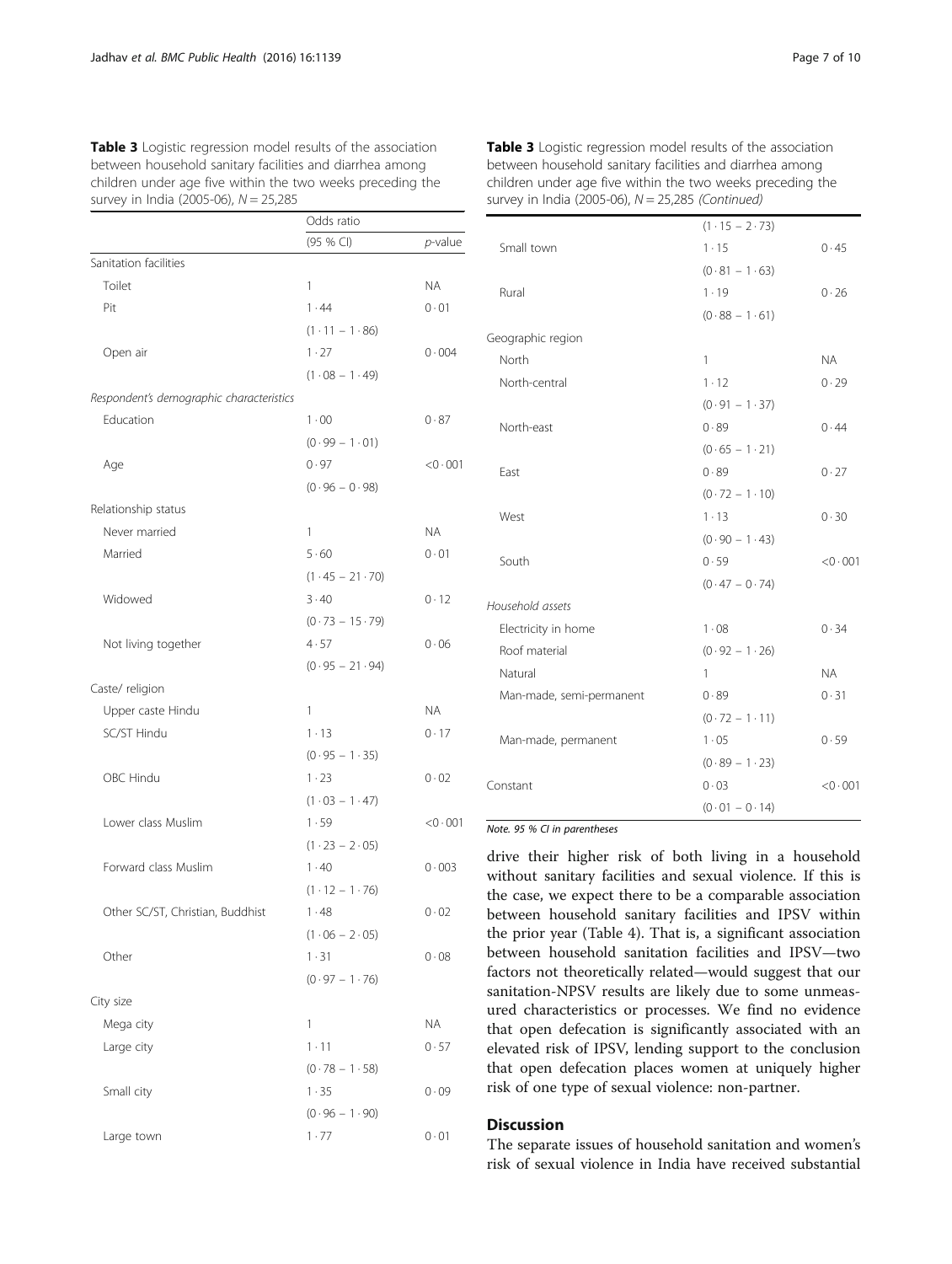**Table 3** Logistic regression model results of the association between household sanitary facilities and diarrhea among children under age five within the two weeks preceding the survey in India (2005-06), $N = 25{,}285$

| | Odds ratio (95 % CI) | *p*-value |
|---|---|---|
| Sanitation facilities | | |
| Toilet | 1 | NA |
| Pit | 1·44 (1·11 – 1·86) | 0·01 |
| Open air | 1·27 (1·08 – 1·49) | 0·004 |
| *Respondent's demographic characteristics* | | |
| Education | 1·00 (0·99 – 1·01) | 0·87 |
| Age | 0·97 (0·96 – 0·98) | <0·001 |
| Relationship status | | |
| Never married | 1 | NA |
| Married | 5·60 (1·45 – 21·70) | 0·01 |
| Widowed | 3·40 (0·73 – 15·79) | 0·12 |
| Not living together | 4·57 (0·95 – 21·94) | 0·06 |
| Caste/ religion | | |
| Upper caste Hindu | 1 | NA |
| SC/ST Hindu | 1·13 (0·95 – 1·35) | 0·17 |
| OBC Hindu | 1·23 (1·03 – 1·47) | 0·02 |
| Lower class Muslim | 1·59 (1·23 – 2·05) | <0·001 |
| Forward class Muslim | 1·40 (1·12 – 1·76) | 0·003 |
| Other SC/ST, Christian, Buddhist | 1·48 (1·06 – 2·05) | 0·02 |
| Other | 1·31 (0·97 – 1·76) | 0·08 |
| City size | | |
| Mega city | 1 | NA |
| Large city | 1·11 (0·78 – 1·58) | 0·57 |
| Small city | 1·35 (0·96 – 1·90) | 0·09 |
| Large town | 1·77 (1·15 – 2·73) | 0·01 |
| Small town | 1·15 (0·81 – 1·63) | 0·45 |
| Rural | 1·19 (0·88 – 1·61) | 0·26 |
| Geographic region | | |
| North | 1 | NA |
| North-central | 1·12 (0·91 – 1·37) | 0·29 |
| North-east | 0·89 (0·65 – 1·21) | 0·44 |
| East | 0·89 (0·72 – 1·10) | 0·27 |
| West | 1·13 (0·90 – 1·43) | 0·30 |
| South | 0·59 (0·47 – 0·74) | <0·001 |
| *Household assets* | | |
| Electricity in home | 1·08 | 0·34 |
| Roof material | (0·92 – 1·26) | |
| Natural | 1 | NA |
| Man-made, semi-permanent | 0·89 (0·72 – 1·11) | 0·31 |
| Man-made, permanent | 1·05 (0·89 – 1·23) | 0·59 |
| Constant | 0·03 (0·01 – 0·14) | <0·001 |

*Note. 95 % CI in parentheses*

drive their higher risk of both living in a household without sanitary facilities and sexual violence. If this is the case, we expect there to be a comparable association between household sanitary facilities and IPSV within the prior year (Table 4). That is, a significant association between household sanitation facilities and IPSV—two factors not theoretically related—would suggest that our sanitation-NPSV results are likely due to some unmeasured characteristics or processes. We find no evidence that open defecation is significantly associated with an elevated risk of IPSV, lending support to the conclusion that open defecation places women at uniquely higher risk of one type of sexual violence: non-partner.

## Discussion

The separate issues of household sanitation and women's risk of sexual violence in India have received substantial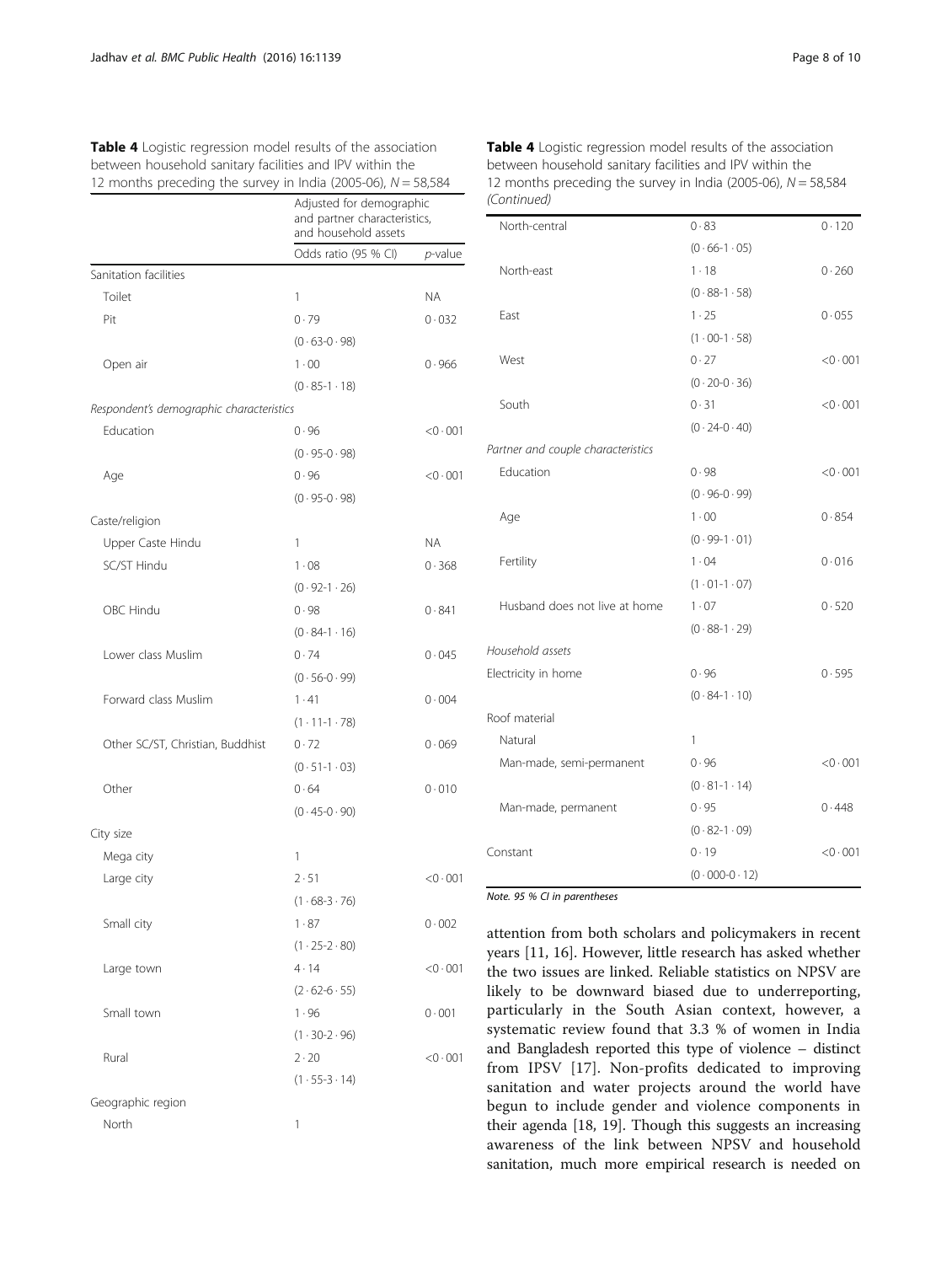**Table 4** Logistic regression model results of the association between household sanitary facilities and IPV within the 12 months preceding the survey in India (2005-06), *N* = 58,584

| | Adjusted for demographic and partner characteristics, and household assets | |
|---|---|---|
| | Odds ratio (95 % CI) | *p*-value |
| Sanitation facilities | | |
| Toilet | 1 | NA |
| Pit | 0·79 (0·63-0·98) | 0·032 |
| Open air | 1·00 (0·85-1·18) | 0·966 |
| *Respondent's demographic characteristics* | | |
| Education | 0·96 (0·95-0·98) | <0·001 |
| Age | 0·96 (0·95-0·98) | <0·001 |
| Caste/religion | | |
| Upper Caste Hindu | 1 | NA |
| SC/ST Hindu | 1·08 (0·92-1·26) | 0·368 |
| OBC Hindu | 0·98 (0·84-1·16) | 0·841 |
| Lower class Muslim | 0·74 (0·56-0·99) | 0·045 |
| Forward class Muslim | 1·41 (1·11-1·78) | 0·004 |
| Other SC/ST, Christian, Buddhist | 0·72 (0·51-1·03) | 0·069 |
| Other | 0·64 (0·45-0·90) | 0·010 |
| City size | | |
| Mega city | 1 | |
| Large city | 2·51 (1·68-3·76) | <0·001 |
| Small city | 1·87 (1·25-2·80) | 0·002 |
| Large town | 4·14 (2·62-6·55) | <0·001 |
| Small town | 1·96 (1·30-2·96) | 0·001 |
| Rural | 2·20 (1·55-3·14) | <0·001 |
| Geographic region | | |
| North | 1 | |
| North-central | 0·83 (0·66-1·05) | 0·120 |
| North-east | 1·18 (0·88-1·58) | 0·260 |
| East | 1·25 (1·00-1·58) | 0·055 |
| West | 0·27 (0·20-0·36) | <0·001 |
| South | 0·31 (0·24-0·40) | <0·001 |
| *Partner and couple characteristics* | | |
| Education | 0·98 (0·96-0·99) | <0·001 |
| Age | 1·00 (0·99-1·01) | 0·854 |
| Fertility | 1·04 (1·01-1·07) | 0·016 |
| Husband does not live at home | 1·07 (0·88-1·29) | 0·520 |
| *Household assets* | | |
| Electricity in home | 0·96 (0·84-1·10) | 0·595 |
| Roof material | | |
| Natural | 1 | |
| Man-made, semi-permanent | 0·96 (0·81-1·14) | <0·001 |
| Man-made, permanent | 0·95 (0·82-1·09) | 0·448 |
| Constant | 0·19 (0·000-0·12) | <0·001 |

*Note. 95 % CI in parentheses*

attention from both scholars and policymakers in recent years [11, 16]. However, little research has asked whether the two issues are linked. Reliable statistics on NPSV are likely to be downward biased due to underreporting, particularly in the South Asian context, however, a systematic review found that 3.3 % of women in India and Bangladesh reported this type of violence – distinct from IPSV [17]. Non-profits dedicated to improving sanitation and water projects around the world have begun to include gender and violence components in their agenda [18, 19]. Though this suggests an increasing awareness of the link between NPSV and household sanitation, much more empirical research is needed on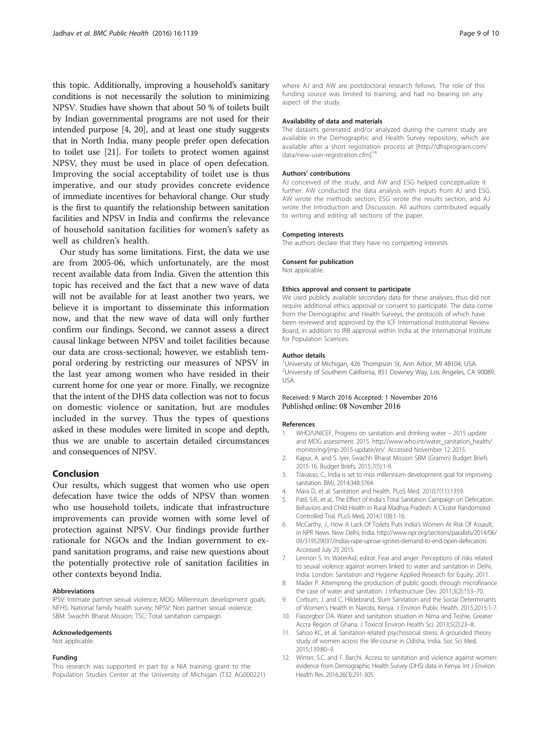this topic. Additionally, improving a household's sanitary conditions is not necessarily the solution to minimizing NPSV. Studies have shown that about 50 % of toilets built by Indian governmental programs are not used for their intended purpose [4, 20], and at least one study suggests that in North India, many people prefer open defecation to toilet use [21]. For toilets to protect women against NPSV, they must be used in place of open defecation. Improving the social acceptability of toilet use is thus imperative, and our study provides concrete evidence of immediate incentives for behavioral change. Our study is the first to quantify the relationship between sanitation facilities and NPSV in India and confirms the relevance of household sanitation facilities for women's safety as well as children's health.

Our study has some limitations. First, the data we use are from 2005-06, which unfortunately, are the most recent available data from India. Given the attention this topic has received and the fact that a new wave of data will not be available for at least another two years, we believe it is important to disseminate this information now, and that the new wave of data will only further confirm our findings. Second, we cannot assess a direct causal linkage between NPSV and toilet facilities because our data are cross-sectional; however, we establish temporal ordering by restricting our measures of NPSV in the last year among women who have resided in their current home for one year or more. Finally, we recognize that the intent of the DHS data collection was not to focus on domestic violence or sanitation, but are modules included in the survey. Thus the types of questions asked in these modules were limited in scope and depth, thus we are unable to ascertain detailed circumstances and consequences of NPSV.

## Conclusion

Our results, which suggest that women who use open defecation have twice the odds of NPSV than women who use household toilets, indicate that infrastructure improvements can provide women with some level of protection against NPSV. Our findings provide further rationale for NGOs and the Indian government to expand sanitation programs, and raise new questions about the potentially protective role of sanitation facilities in other contexts beyond India.

#### Abbreviations

IPSV: Intimate partner sexual violence; MDG: Millennium development goals; NFHS: National family health survey; NPSV: Non partner sexual violence; SBM: Swachh Bharat Mission; TSC: Total sanitation campaign

#### Acknowledgements

Not applicable.

#### Funding

This research was supported in part by a NIA training grant to the Population Studies Center at the University of Michigan (T32 AG000221) where AJ and AW are postdoctoral research fellows. The role of this funding source was limited to training, and had no bearing on any aspect of the study.

#### Availability of data and materials

The datasets generated and/or analyzed during the current study are available in the Demographic and Health Survey repository, which are available after a short registration process at [http://dhsprogram.com/data/new-user-registration.cfm][14]

#### Authors' contributions

AJ conceived of the study, and AW and ESG helped conceptualize it further. AW conducted the data analysis with inputs from AJ and ESG. AW wrote the methods section, ESG wrote the results section, and AJ wrote the Introduction and Discussion. All authors contributed equally to writing and editing all sections of the paper.

#### Competing interests

The authors declare that they have no competing interests.

#### Consent for publication

Not applicable.

#### Ethics approval and consent to participate

We used publicly available secondary data for these analyses, thus did not require additional ethics approval or consent to participate. The data come from the Demographic and Health Surveys, the protocols of which have been reviewed and approved by the ICF International Institutional Review Board, in addition to IRB approval within India at the International Institute for Population Sciences.

#### Author details

[1]University of Michigan, 426 Thompson St, Ann Arbor, MI 48104, USA. [2]University of Southern California, 851 Downey Way, Los Angeles, CA 90089, USA.

Received: 9 March 2016 Accepted: 1 November 2016
Published online: 08 November 2016

#### References

1. WHO/UNICEF, Progress on sanitation and drinking water – 2015 update and MDG assessment. 2015. http://www.who.int/water_sanitation_health/monitoring/jmp-2015-update/en/. Accessed November 12 2015.
2. Kapur, A. and S. Iyer, Swachh Bharat Mission SBM (Gramin) Budget Briefs 2015-16. Budget Briefs, 2015;7(5):1-9.
3. Travasso, C., India is set to miss millennium development goal for improving sanitation. BMJ, 2014;348:3764.
4. Mara D, et al. Sanitation and health. PLoS Med. 2010;7(11):1359.
5. Patil, S.R., et al., The Effect of India's Total Sanitation Campaign on Defecation Behaviors and Child Health in Rural Madhya Pradesh: A Cluster Randomized Controlled Trial. PLoS Med, 2014;11(8):1-16.
6. McCarthy, J., How A Lack Of Toilets Puts India's Women At Risk Of Assault, in NPR News. New Delhi, India. http://www.npr.org/sections/parallels/2014/06/09/319529037/indias-rape-uproar-ignites-demand-to-end-open-defecation. Accessed July 25 2015.
7. Lennon S. In: WaterAid, editor. Fear and anger: Perceptions of risks related to seuxal violence against women linked to water and sanitation in Delhi, India. London: Sanitation and Hygiene Applied Research for Equity; 2011.
8. Mader P. Attempting the production of public goods through microfinance the case of water and sanitation. J Infrastructure Dev. 2011;3(2):153–70.
9. Corburn, J. and C. Hildebrand, Slum Sanitation and the Social Determinants of Women's Health in Nairobi, Kenya. J Environ Public Health, 2015;2015:1-7.
10. Fiasorgbor DA. Water and sanitation situation in Nima and Teshie, Greater Accra Region of Ghana. J Toxicol Environ Health Sci. 2013;5(2):23–8.
11. Sahoo KC, et al. Sanitation-related psychosocial stress: A grounded theory study of women across the life-course in Odisha, India. Soc Sci Med. 2015;139:80–9.
12. Winter, S.C. and F. Barchi. Access to sanitation and violence against women: evidence from Demographic Health Survey (DHS) data in Kenya. Int J Environ Health Res. 2016;26(3):291-305.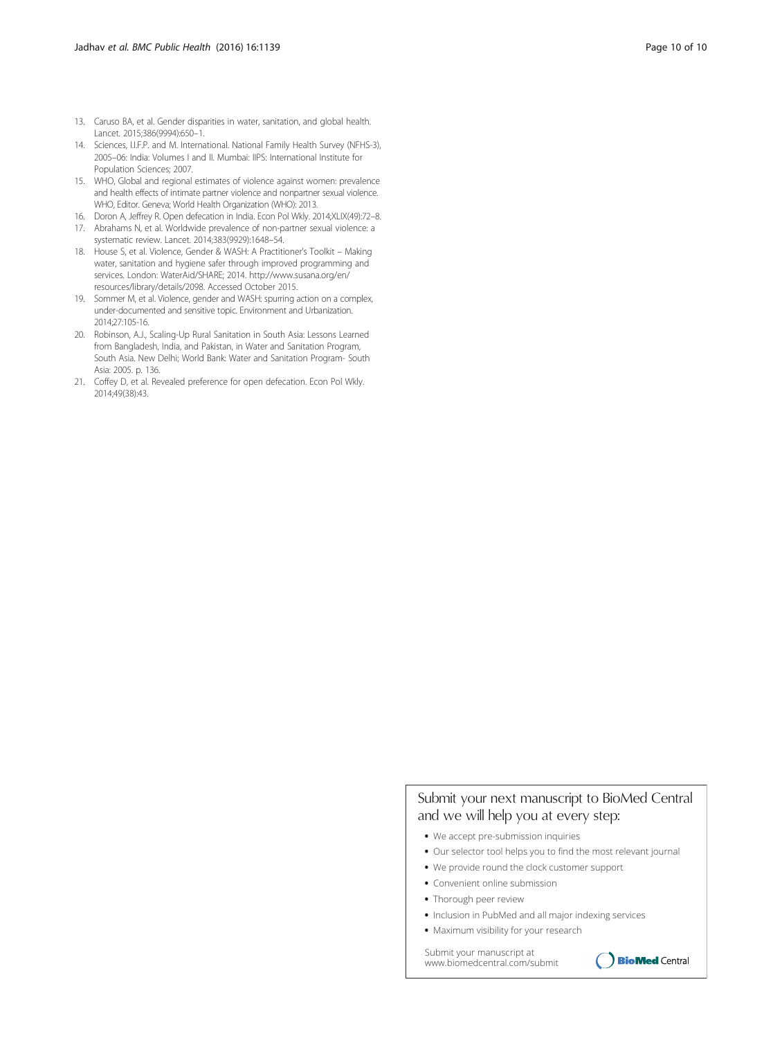13. Caruso BA, et al. Gender disparities in water, sanitation, and global health. Lancet. 2015;386(9994):650–1.
14. Sciences, I.I.F.P. and M. International. National Family Health Survey (NFHS-3), 2005–06: India: Volumes I and II. Mumbai: IIPS: International Institute for Population Sciences; 2007.
15. WHO, Global and regional estimates of violence against women: prevalence and health effects of intimate partner violence and nonpartner sexual violence. WHO, Editor. Geneva; World Health Organization (WHO): 2013.
16. Doron A, Jeffrey R. Open defecation in India. Econ Pol Wkly. 2014;XLIX(49):72–8.
17. Abrahams N, et al. Worldwide prevalence of non-partner sexual violence: a systematic review. Lancet. 2014;383(9929):1648–54.
18. House S, et al. Violence, Gender & WASH: A Practitioner's Toolkit – Making water, sanitation and hygiene safer through improved programming and services. London: WaterAid/SHARE; 2014. http://www.susana.org/en/resources/library/details/2098. Accessed October 2015.
19. Sommer M, et al. Violence, gender and WASH: spurring action on a complex, under-documented and sensitive topic. Environment and Urbanization. 2014;27:105-16.
20. Robinson, A.J., Scaling-Up Rural Sanitation in South Asia: Lessons Learned from Bangladesh, India, and Pakistan, in Water and Sanitation Program, South Asia. New Delhi; World Bank: Water and Sanitation Program- South Asia: 2005. p. 136.
21. Coffey D, et al. Revealed preference for open defecation. Econ Pol Wkly. 2014;49(38):43.

Submit your next manuscript to BioMed Central and we will help you at every step:

- We accept pre-submission inquiries
- Our selector tool helps you to find the most relevant journal
- We provide round the clock customer support
- Convenient online submission
- Thorough peer review
- Inclusion in PubMed and all major indexing services
- Maximum visibility for your research

Submit your manuscript at
www.biomedcentral.com/submit

BioMed Central